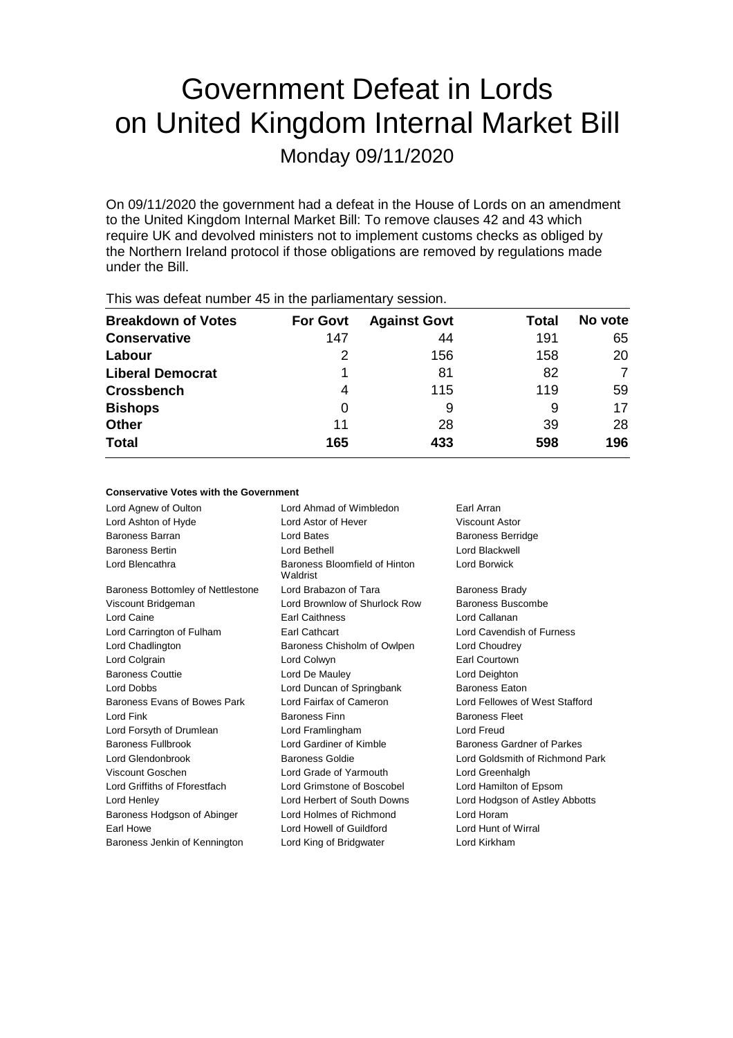# Government Defeat in Lords on United Kingdom Internal Market Bill

Monday 09/11/2020

On 09/11/2020 the government had a defeat in the House of Lords on an amendment to the United Kingdom Internal Market Bill: To remove clauses 42 and 43 which require UK and devolved ministers not to implement customs checks as obliged by the Northern Ireland protocol if those obligations are removed by regulations made under the Bill.

This was defeat number 45 in the parliamentary session.

| Breakdown of Votes | For Govt | Against Govt | Total | No vote |
|---|---|---|---|---|
| **Conservative** | 147 | 44 | 191 | 65 |
| **Labour** | 2 | 156 | 158 | 20 |
| **Liberal Democrat** | 1 | 81 | 82 | 7 |
| **Crossbench** | 4 | 115 | 119 | 59 |
| **Bishops** | 0 | 9 | 9 | 17 |
| **Other** | 11 | 28 | 39 | 28 |
| **Total** | **165** | **433** | **598** | **196** |

### Conservative Votes with the Government

| | | |
|---|---|---|
| Lord Agnew of Oulton | Lord Ahmad of Wimbledon | Earl Arran |
| Lord Ashton of Hyde | Lord Astor of Hever | Viscount Astor |
| Baroness Barran | Lord Bates | Baroness Berridge |
| Baroness Bertin | Lord Bethell | Lord Blackwell |
| Lord Blencathra | Baroness Bloomfield of Hinton Waldrist | Lord Borwick |
| Baroness Bottomley of Nettlestone | Lord Brabazon of Tara | Baroness Brady |
| Viscount Bridgeman | Lord Brownlow of Shurlock Row | Baroness Buscombe |
| Lord Caine | Earl Caithness | Lord Callanan |
| Lord Carrington of Fulham | Earl Cathcart | Lord Cavendish of Furness |
| Lord Chadlington | Baroness Chisholm of Owlpen | Lord Choudrey |
| Lord Colgrain | Lord Colwyn | Earl Courtown |
| Baroness Couttie | Lord De Mauley | Lord Deighton |
| Lord Dobbs | Lord Duncan of Springbank | Baroness Eaton |
| Baroness Evans of Bowes Park | Lord Fairfax of Cameron | Lord Fellowes of West Stafford |
| Lord Fink | Baroness Finn | Baroness Fleet |
| Lord Forsyth of Drumlean | Lord Framlingham | Lord Freud |
| Baroness Fullbrook | Lord Gardiner of Kimble | Baroness Gardner of Parkes |
| Lord Glendonbrook | Baroness Goldie | Lord Goldsmith of Richmond Park |
| Viscount Goschen | Lord Grade of Yarmouth | Lord Greenhalgh |
| Lord Griffiths of Fforestfach | Lord Grimstone of Boscobel | Lord Hamilton of Epsom |
| Lord Henley | Lord Herbert of South Downs | Lord Hodgson of Astley Abbotts |
| Baroness Hodgson of Abinger | Lord Holmes of Richmond | Lord Horam |
| Earl Howe | Lord Howell of Guildford | Lord Hunt of Wirral |
| Baroness Jenkin of Kennington | Lord King of Bridgwater | Lord Kirkham |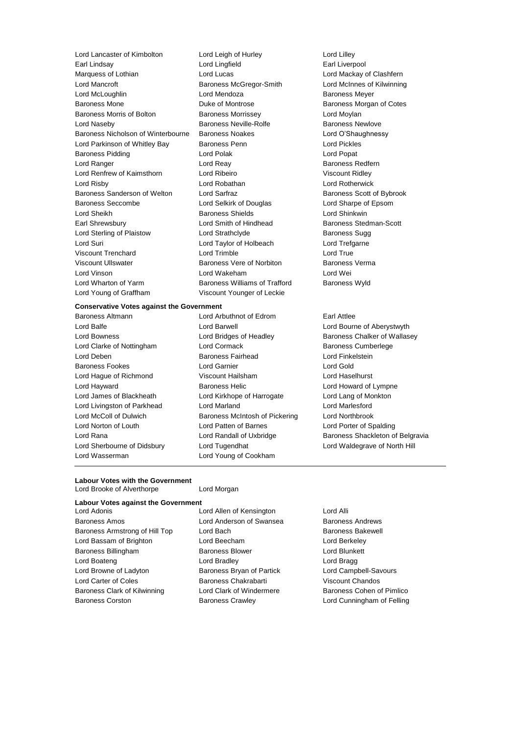Lord Lancaster of Kimbolton
Lord Leigh of Hurley
Lord Lilley
Earl Lindsay
Lord Lingfield
Earl Liverpool
Marquess of Lothian
Lord Lucas
Lord Mackay of Clashfern
Lord Mancroft
Baroness McGregor-Smith
Lord McInnes of Kilwinning
Lord McLoughlin
Lord Mendoza
Baroness Meyer
Baroness Mone
Duke of Montrose
Baroness Morgan of Cotes
Baroness Morris of Bolton
Baroness Morrissey
Lord Moylan
Lord Naseby
Baroness Neville-Rolfe
Baroness Newlove
Baroness Nicholson of Winterbourne
Baroness Noakes
Lord O'Shaughnessy
Lord Parkinson of Whitley Bay
Baroness Penn
Lord Pickles
Baroness Pidding
Lord Polak
Lord Popat
Lord Ranger
Lord Reay
Baroness Redfern
Lord Renfrew of Kaimsthorn
Lord Ribeiro
Viscount Ridley
Lord Risby
Lord Robathan
Lord Rotherwick
Baroness Sanderson of Welton
Lord Sarfraz
Baroness Scott of Bybrook
Baroness Seccombe
Lord Selkirk of Douglas
Lord Sharpe of Epsom
Lord Sheikh
Baroness Shields
Lord Shinkwin
Earl Shrewsbury
Lord Smith of Hindhead
Baroness Stedman-Scott
Lord Sterling of Plaistow
Lord Strathclyde
Baroness Sugg
Lord Suri
Lord Taylor of Holbeach
Lord Trefgarne
Viscount Trenchard
Lord Trimble
Lord True
Viscount Ullswater
Baroness Vere of Norbiton
Baroness Verma
Lord Vinson
Lord Wakeham
Lord Wei
Lord Wharton of Yarm
Baroness Williams of Trafford
Baroness Wyld
Lord Young of Graffham
Viscount Younger of Leckie

**Conservative Votes against the Government**

Baroness Altmann
Lord Arbuthnot of Edrom
Earl Attlee
Lord Balfe
Lord Barwell
Lord Bourne of Aberystwyth
Lord Bowness
Lord Bridges of Headley
Baroness Chalker of Wallasey
Lord Clarke of Nottingham
Lord Cormack
Baroness Cumberlege
Lord Deben
Baroness Fairhead
Lord Finkelstein
Baroness Fookes
Lord Garnier
Lord Gold
Lord Hague of Richmond
Viscount Hailsham
Lord Haselhurst
Lord Hayward
Baroness Helic
Lord Howard of Lympne
Lord James of Blackheath
Lord Kirkhope of Harrogate
Lord Lang of Monkton
Lord Livingston of Parkhead
Lord Marland
Lord Marlesford
Lord McColl of Dulwich
Baroness McIntosh of Pickering
Lord Northbrook
Lord Norton of Louth
Lord Patten of Barnes
Lord Porter of Spalding
Lord Rana
Lord Randall of Uxbridge
Baroness Shackleton of Belgravia
Lord Sherbourne of Didsbury
Lord Tugendhat
Lord Waldegrave of North Hill
Lord Wasserman
Lord Young of Cookham

---

**Labour Votes with the Government**

Lord Brooke of Alverthorpe
Lord Morgan

**Labour Votes against the Government**

Lord Adonis
Lord Allen of Kensington
Lord Alli
Baroness Amos
Lord Anderson of Swansea
Baroness Andrews
Baroness Armstrong of Hill Top
Lord Bach
Baroness Bakewell
Lord Bassam of Brighton
Lord Beecham
Lord Berkeley
Baroness Billingham
Baroness Blower
Lord Blunkett
Lord Boateng
Lord Bradley
Lord Bragg
Lord Browne of Ladyton
Baroness Bryan of Partick
Lord Campbell-Savours
Lord Carter of Coles
Baroness Chakrabarti
Viscount Chandos
Baroness Clark of Kilwinning
Lord Clark of Windermere
Baroness Cohen of Pimlico
Baroness Corston
Baroness Crawley
Lord Cunningham of Felling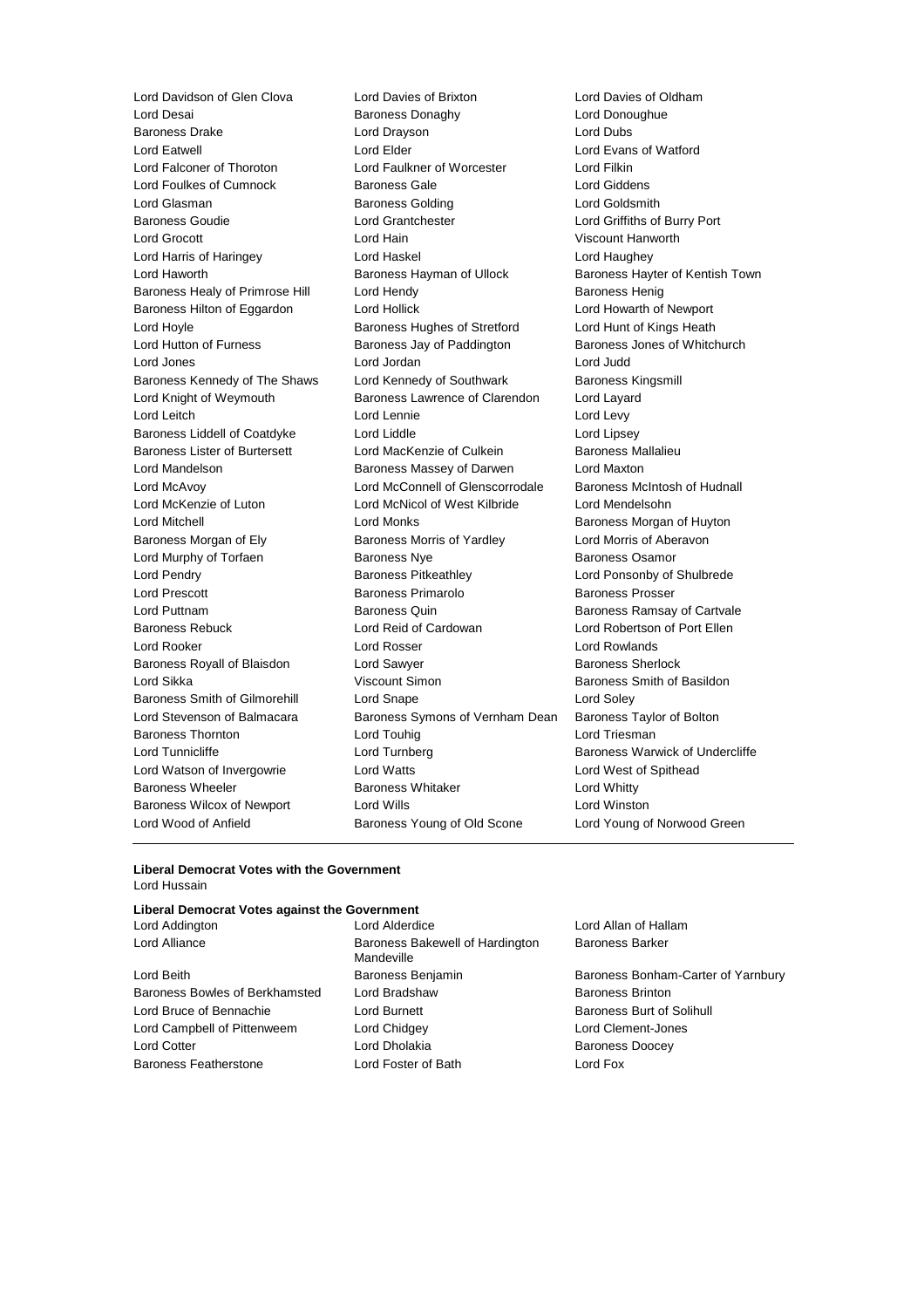Lord Davidson of Glen Clova
Lord Davies of Brixton
Lord Davies of Oldham
Lord Desai
Baroness Donaghy
Lord Donoughue
Baroness Drake
Lord Drayson
Lord Dubs
Lord Eatwell
Lord Elder
Lord Evans of Watford
Lord Falconer of Thoroton
Lord Faulkner of Worcester
Lord Filkin
Lord Foulkes of Cumnock
Baroness Gale
Lord Giddens
Lord Glasman
Baroness Golding
Lord Goldsmith
Baroness Goudie
Lord Grantchester
Lord Griffiths of Burry Port
Lord Grocott
Lord Hain
Viscount Hanworth
Lord Harris of Haringey
Lord Haskel
Lord Haughey
Lord Haworth
Baroness Hayman of Ullock
Baroness Hayter of Kentish Town
Baroness Healy of Primrose Hill
Lord Hendy
Baroness Henig
Baroness Hilton of Eggardon
Lord Hollick
Lord Howarth of Newport
Lord Hoyle
Baroness Hughes of Stretford
Lord Hunt of Kings Heath
Lord Hutton of Furness
Baroness Jay of Paddington
Baroness Jones of Whitchurch
Lord Jones
Lord Jordan
Lord Judd
Baroness Kennedy of The Shaws
Lord Kennedy of Southwark
Baroness Kingsmill
Lord Knight of Weymouth
Baroness Lawrence of Clarendon
Lord Layard
Lord Leitch
Lord Lennie
Lord Levy
Baroness Liddell of Coatdyke
Lord Liddle
Lord Lipsey
Baroness Lister of Burtersett
Lord MacKenzie of Culkein
Baroness Mallalieu
Lord Mandelson
Baroness Massey of Darwen
Lord Maxton
Lord McAvoy
Lord McConnell of Glenscorrodale
Baroness McIntosh of Hudnall
Lord McKenzie of Luton
Lord McNicol of West Kilbride
Lord Mendelsohn
Lord Mitchell
Lord Monks
Baroness Morgan of Huyton
Baroness Morgan of Ely
Baroness Morris of Yardley
Lord Morris of Aberavon
Lord Murphy of Torfaen
Baroness Nye
Baroness Osamor
Lord Pendry
Baroness Pitkeathley
Lord Ponsonby of Shulbrede
Lord Prescott
Baroness Primarolo
Baroness Prosser
Lord Puttnam
Baroness Quin
Baroness Ramsay of Cartvale
Baroness Rebuck
Lord Reid of Cardowan
Lord Robertson of Port Ellen
Lord Rooker
Lord Rosser
Lord Rowlands
Baroness Royall of Blaisdon
Lord Sawyer
Baroness Sherlock
Lord Sikka
Viscount Simon
Baroness Smith of Basildon
Baroness Smith of Gilmorehill
Lord Snape
Lord Soley
Lord Stevenson of Balmacara
Baroness Symons of Vernham Dean
Baroness Taylor of Bolton
Baroness Thornton
Lord Touhig
Lord Triesman
Lord Tunnicliffe
Lord Turnberg
Baroness Warwick of Undercliffe
Lord Watson of Invergowrie
Lord Watts
Lord West of Spithead
Baroness Wheeler
Baroness Whitaker
Lord Whitty
Baroness Wilcox of Newport
Lord Wills
Lord Winston
Lord Wood of Anfield
Baroness Young of Old Scone
Lord Young of Norwood Green

---

**Liberal Democrat Votes with the Government**

Lord Hussain

**Liberal Democrat Votes against the Government**

Lord Addington
Lord Alderdice
Lord Allan of Hallam
Lord Alliance
Baroness Bakewell of Hardington Mandeville
Baroness Barker
Lord Beith
Baroness Benjamin
Baroness Bonham-Carter of Yarnbury
Baroness Bowles of Berkhamsted
Lord Bradshaw
Baroness Brinton
Lord Bruce of Bennachie
Lord Burnett
Baroness Burt of Solihull
Lord Campbell of Pittenweem
Lord Chidgey
Lord Clement-Jones
Lord Cotter
Lord Dholakia
Baroness Doocey
Baroness Featherstone
Lord Foster of Bath
Lord Fox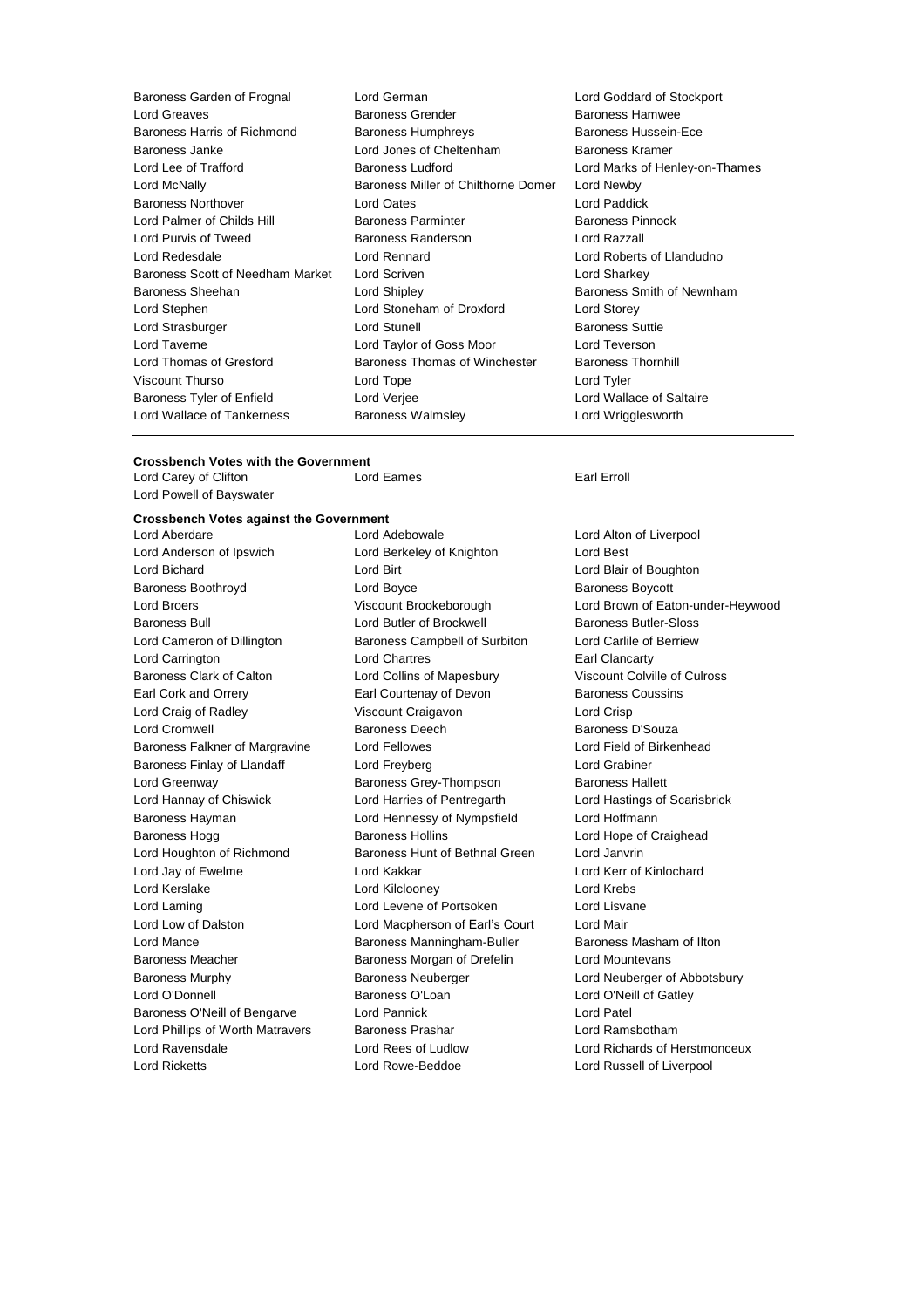Baroness Garden of Frognal
Lord German
Lord Goddard of Stockport
Lord Greaves
Baroness Grender
Baroness Hamwee
Baroness Harris of Richmond
Baroness Humphreys
Baroness Hussein-Ece
Baroness Janke
Lord Jones of Cheltenham
Baroness Kramer
Lord Lee of Trafford
Baroness Ludford
Lord Marks of Henley-on-Thames
Lord McNally
Baroness Miller of Chilthorne Domer
Lord Newby
Baroness Northover
Lord Oates
Lord Paddick
Lord Palmer of Childs Hill
Baroness Parminter
Baroness Pinnock
Lord Purvis of Tweed
Baroness Randerson
Lord Razzall
Lord Redesdale
Lord Rennard
Lord Roberts of Llandudno
Baroness Scott of Needham Market
Lord Scriven
Lord Sharkey
Baroness Sheehan
Lord Shipley
Baroness Smith of Newnham
Lord Stephen
Lord Stoneham of Droxford
Lord Storey
Lord Strasburger
Lord Stunell
Baroness Suttie
Lord Taverne
Lord Taylor of Goss Moor
Lord Teverson
Lord Thomas of Gresford
Baroness Thomas of Winchester
Baroness Thornhill
Viscount Thurso
Lord Tope
Lord Tyler
Baroness Tyler of Enfield
Lord Verjee
Lord Wallace of Saltaire
Lord Wallace of Tankerness
Baroness Walmsley
Lord Wrigglesworth

---

**Crossbench Votes with the Government**

Lord Carey of Clifton
Lord Eames
Earl Erroll
Lord Powell of Bayswater

**Crossbench Votes against the Government**

Lord Aberdare
Lord Adebowale
Lord Alton of Liverpool
Lord Anderson of Ipswich
Lord Berkeley of Knighton
Lord Best
Lord Bichard
Lord Birt
Lord Blair of Boughton
Baroness Boothroyd
Lord Boyce
Baroness Boycott
Lord Broers
Viscount Brookeborough
Lord Brown of Eaton-under-Heywood
Baroness Bull
Lord Butler of Brockwell
Baroness Butler-Sloss
Lord Cameron of Dillington
Baroness Campbell of Surbiton
Lord Carlile of Berriew
Lord Carrington
Lord Chartres
Earl Clancarty
Baroness Clark of Calton
Lord Collins of Mapesbury
Viscount Colville of Culross
Earl Cork and Orrery
Earl Courtenay of Devon
Baroness Coussins
Lord Craig of Radley
Viscount Craigavon
Lord Crisp
Lord Cromwell
Baroness Deech
Baroness D'Souza
Baroness Falkner of Margravine
Lord Fellowes
Lord Field of Birkenhead
Baroness Finlay of Llandaff
Lord Freyberg
Lord Grabiner
Lord Greenway
Baroness Grey-Thompson
Baroness Hallett
Lord Hannay of Chiswick
Lord Harries of Pentregarth
Lord Hastings of Scarisbrick
Baroness Hayman
Lord Hennessy of Nympsfield
Lord Hoffmann
Baroness Hogg
Baroness Hollins
Lord Hope of Craighead
Lord Houghton of Richmond
Baroness Hunt of Bethnal Green
Lord Janvrin
Lord Jay of Ewelme
Lord Kakkar
Lord Kerr of Kinlochard
Lord Kerslake
Lord Kilclooney
Lord Krebs
Lord Laming
Lord Levene of Portsoken
Lord Lisvane
Lord Low of Dalston
Lord Macpherson of Earl's Court
Lord Mair
Lord Mance
Baroness Manningham-Buller
Baroness Masham of Ilton
Baroness Meacher
Baroness Morgan of Drefelin
Lord Mountevans
Baroness Murphy
Baroness Neuberger
Lord Neuberger of Abbotsbury
Lord O'Donnell
Baroness O'Loan
Lord O'Neill of Gatley
Baroness O'Neill of Bengarve
Lord Pannick
Lord Patel
Lord Phillips of Worth Matravers
Baroness Prashar
Lord Ramsbotham
Lord Ravensdale
Lord Rees of Ludlow
Lord Richards of Herstmonceux
Lord Ricketts
Lord Rowe-Beddoe
Lord Russell of Liverpool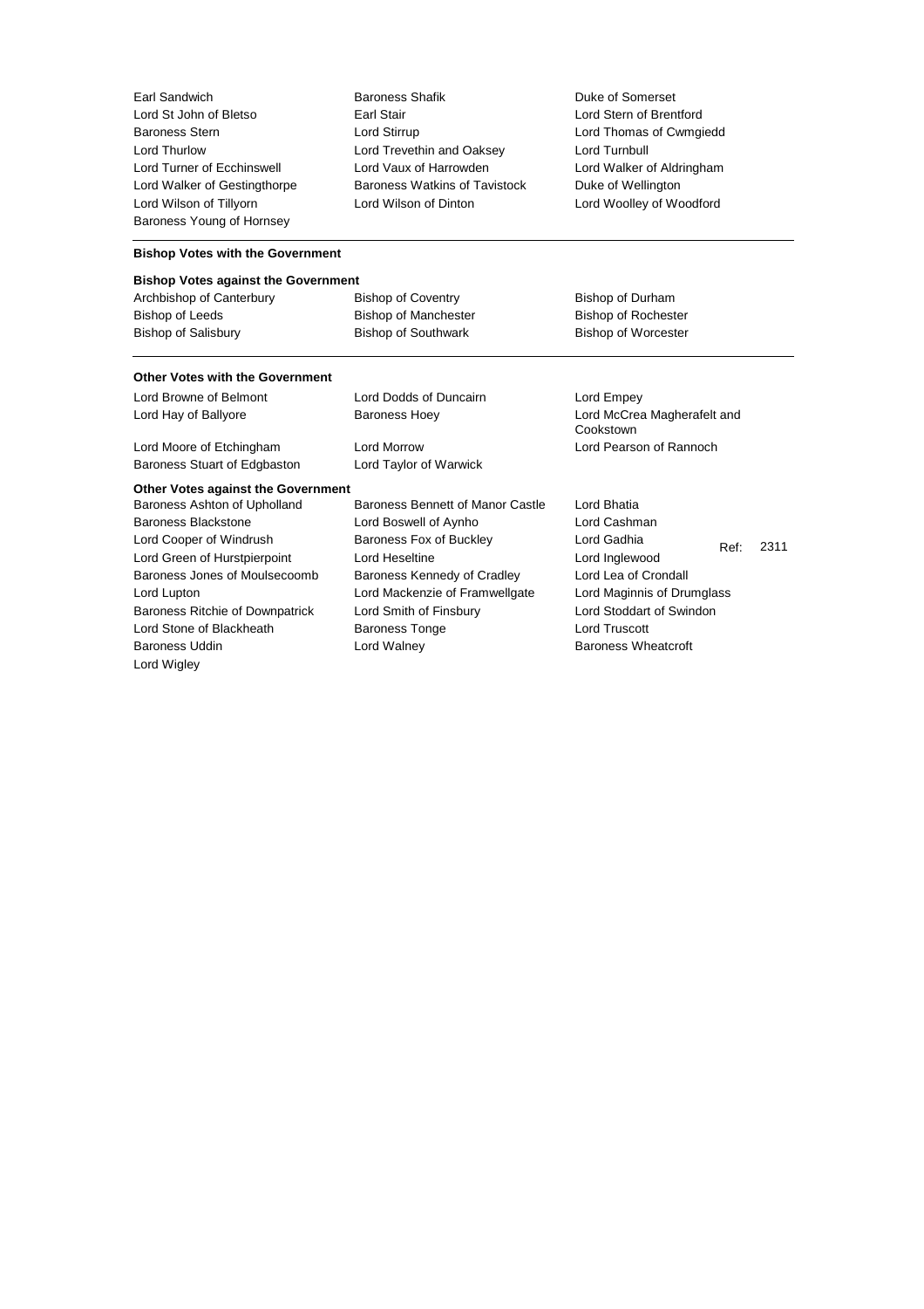Earl Sandwich
Baroness Shafik
Duke of Somerset
Lord St John of Bletso
Earl Stair
Lord Stern of Brentford
Baroness Stern
Lord Stirrup
Lord Thomas of Cwmgiedd
Lord Thurlow
Lord Trevethin and Oaksey
Lord Turnbull
Lord Turner of Ecchinswell
Lord Vaux of Harrowden
Lord Walker of Aldringham
Lord Walker of Gestingthorpe
Baroness Watkins of Tavistock
Duke of Wellington
Lord Wilson of Tillyorn
Lord Wilson of Dinton
Lord Woolley of Woodford
Baroness Young of Hornsey

**Bishop Votes with the Government**

**Bishop Votes against the Government**

Archbishop of Canterbury
Bishop of Coventry
Bishop of Durham
Bishop of Leeds
Bishop of Manchester
Bishop of Rochester
Bishop of Salisbury
Bishop of Southwark
Bishop of Worcester

**Other Votes with the Government**

Lord Browne of Belmont
Lord Dodds of Duncairn
Lord Empey
Lord Hay of Ballyore
Baroness Hoey
Lord McCrea Magherafelt and Cookstown
Lord Moore of Etchingham
Lord Morrow
Lord Pearson of Rannoch
Baroness Stuart of Edgbaston
Lord Taylor of Warwick

**Other Votes against the Government**

Baroness Ashton of Upholland
Baroness Bennett of Manor Castle
Lord Bhatia
Baroness Blackstone
Lord Boswell of Aynho
Lord Cashman
Lord Cooper of Windrush
Baroness Fox of Buckley
Lord Gadhia
Lord Green of Hurstpierpoint
Lord Heseltine
Lord Inglewood
Baroness Jones of Moulsecoomb
Baroness Kennedy of Cradley
Lord Lea of Crondall
Lord Lupton
Lord Mackenzie of Framwellgate
Lord Maginnis of Drumglass
Baroness Ritchie of Downpatrick
Lord Smith of Finsbury
Lord Stoddart of Swindon
Lord Stone of Blackheath
Baroness Tonge
Lord Truscott
Baroness Uddin
Lord Walney
Baroness Wheatcroft
Lord Wigley

Ref: 2311